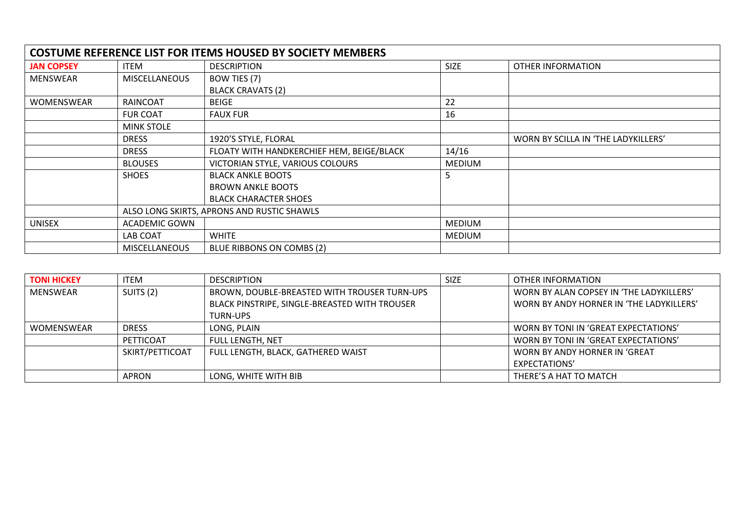## COSTUME REFERENCE LIST FOR ITEMS HOUSED BY SOCIETY MEMBERS

| JAN COPSEY | ITEM | DESCRIPTION | SIZE | OTHER INFORMATION |
|---|---|---|---|---|
| MENSWEAR | MISCELLANEOUS | BOW TIES (7)<br>BLACK CRAVATS (2) | | |
| WOMENSWEAR | RAINCOAT | BEIGE | 22 | |
| | FUR COAT | FAUX FUR | 16 | |
| | MINK STOLE | | | |
| | DRESS | 1920'S STYLE, FLORAL | | WORN BY SCILLA IN 'THE LADYKILLERS' |
| | DRESS | FLOATY WITH HANDKERCHIEF HEM, BEIGE/BLACK | 14/16 | |
| | BLOUSES | VICTORIAN STYLE, VARIOUS COLOURS | MEDIUM | |
| | SHOES | BLACK ANKLE BOOTS<br>BROWN ANKLE BOOTS<br>BLACK CHARACTER SHOES | 5 | |
| | ALSO LONG SKIRTS, APRONS AND RUSTIC SHAWLS | | | |
| UNISEX | ACADEMIC GOWN | | MEDIUM | |
| | LAB COAT | WHITE | MEDIUM | |
| | MISCELLANEOUS | BLUE RIBBONS ON COMBS (2) | | |

| TONI HICKEY | ITEM | DESCRIPTION | SIZE | OTHER INFORMATION |
|---|---|---|---|---|
| MENSWEAR | SUITS (2) | BROWN, DOUBLE-BREASTED WITH TROUSER TURN-UPS<br>BLACK PINSTRIPE, SINGLE-BREASTED WITH TROUSER TURN-UPS | | WORN BY ALAN COPSEY IN 'THE LADYKILLERS'<br>WORN BY ANDY HORNER IN 'THE LADYKILLERS' |
| WOMENSWEAR | DRESS | LONG, PLAIN | | WORN BY TONI IN 'GREAT EXPECTATIONS' |
| | PETTICOAT | FULL LENGTH, NET | | WORN BY TONI IN 'GREAT EXPECTATIONS' |
| | SKIRT/PETTICOAT | FULL LENGTH, BLACK, GATHERED WAIST | | WORN BY ANDY HORNER IN 'GREAT EXPECTATIONS' |
| | APRON | LONG, WHITE WITH BIB | | THERE'S A HAT TO MATCH |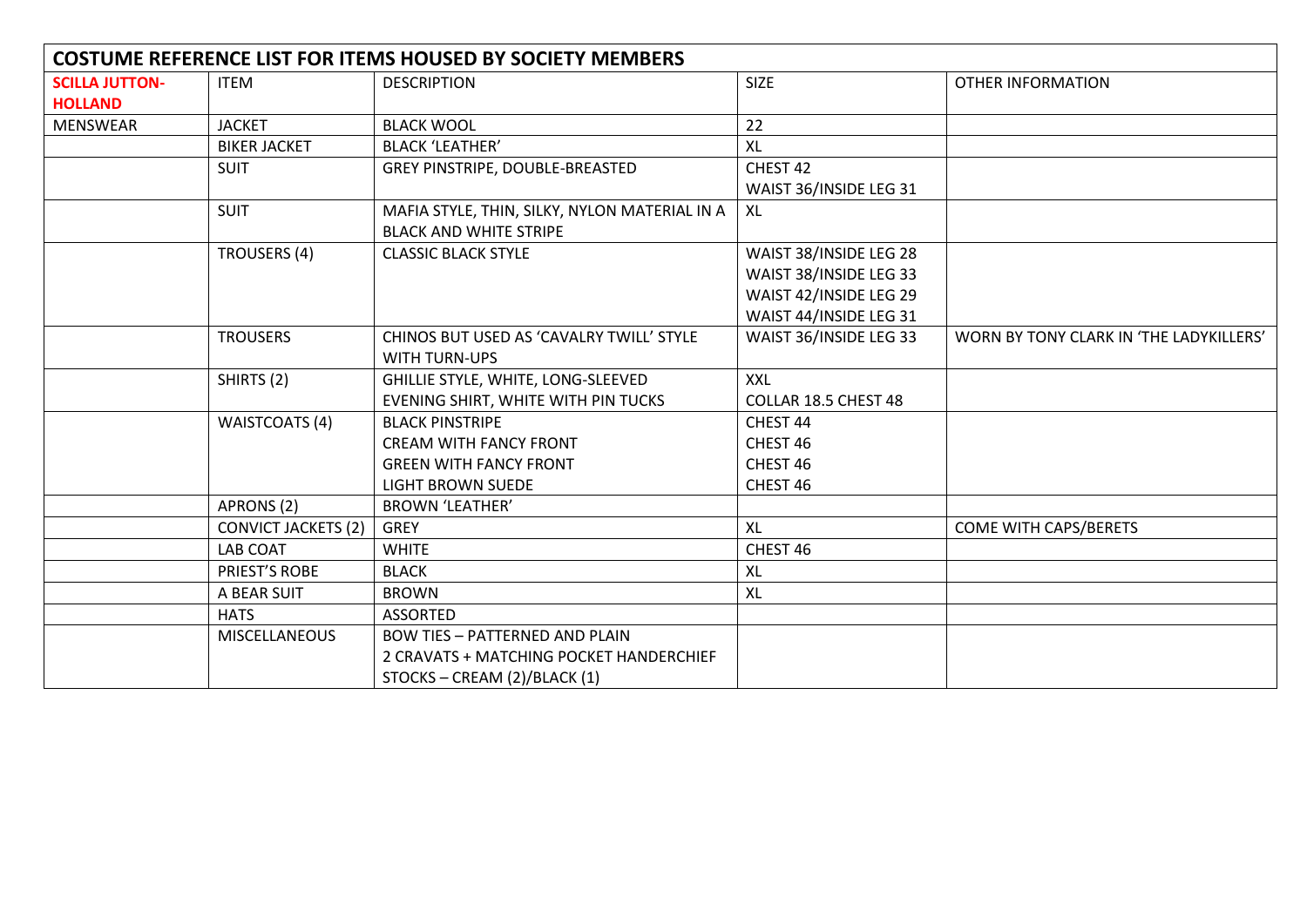| COSTUME REFERENCE LIST FOR ITEMS HOUSED BY SOCIETY MEMBERS | | | | |
|---|---|---|---|---|
| **SCILLA JUTTON-HOLLAND** | ITEM | DESCRIPTION | SIZE | OTHER INFORMATION |
| MENSWEAR | JACKET | BLACK WOOL | 22 | |
| | BIKER JACKET | BLACK 'LEATHER' | XL | |
| | SUIT | GREY PINSTRIPE, DOUBLE-BREASTED | CHEST 42<br>WAIST 36/INSIDE LEG 31 | |
| | SUIT | MAFIA STYLE, THIN, SILKY, NYLON MATERIAL IN A BLACK AND WHITE STRIPE | XL | |
| | TROUSERS (4) | CLASSIC BLACK STYLE | WAIST 38/INSIDE LEG 28<br>WAIST 38/INSIDE LEG 33<br>WAIST 42/INSIDE LEG 29<br>WAIST 44/INSIDE LEG 31 | |
| | TROUSERS | CHINOS BUT USED AS 'CAVALRY TWILL' STYLE WITH TURN-UPS | WAIST 36/INSIDE LEG 33 | WORN BY TONY CLARK IN 'THE LADYKILLERS' |
| | SHIRTS (2) | GHILLIE STYLE, WHITE, LONG-SLEEVED<br>EVENING SHIRT, WHITE WITH PIN TUCKS | XXL<br>COLLAR 18.5 CHEST 48 | |
| | WAISTCOATS (4) | BLACK PINSTRIPE<br>CREAM WITH FANCY FRONT<br>GREEN WITH FANCY FRONT<br>LIGHT BROWN SUEDE | CHEST 44<br>CHEST 46<br>CHEST 46<br>CHEST 46 | |
| | APRONS (2) | BROWN 'LEATHER' | | |
| | CONVICT JACKETS (2) | GREY | XL | COME WITH CAPS/BERETS |
| | LAB COAT | WHITE | CHEST 46 | |
| | PRIEST'S ROBE | BLACK | XL | |
| | A BEAR SUIT | BROWN | XL | |
| | HATS | ASSORTED | | |
| | MISCELLANEOUS | BOW TIES – PATTERNED AND PLAIN<br>2 CRAVATS + MATCHING POCKET HANDERCHIEF<br>STOCKS – CREAM (2)/BLACK (1) | | |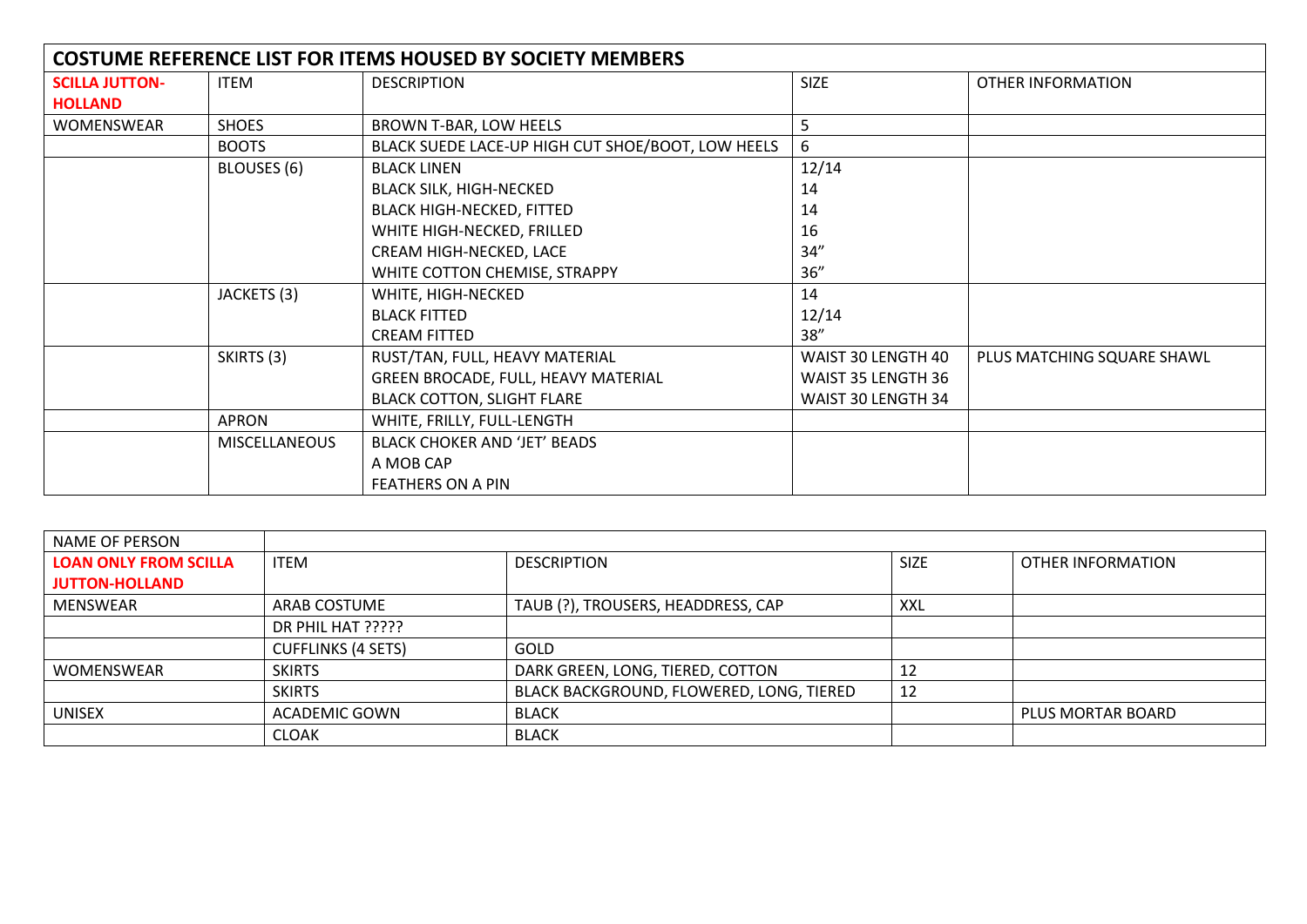| COSTUME REFERENCE LIST FOR ITEMS HOUSED BY SOCIETY MEMBERS | | | | |
|---|---|---|---|---|
| **SCILLA JUTTON-HOLLAND** | ITEM | DESCRIPTION | SIZE | OTHER INFORMATION |
| WOMENSWEAR | SHOES | BROWN T-BAR, LOW HEELS | 5 | |
| | BOOTS | BLACK SUEDE LACE-UP HIGH CUT SHOE/BOOT, LOW HEELS | 6 | |
| | BLOUSES (6) | BLACK LINEN | 12/14 | |
| | | BLACK SILK, HIGH-NECKED | 14 | |
| | | BLACK HIGH-NECKED, FITTED | 14 | |
| | | WHITE HIGH-NECKED, FRILLED | 16 | |
| | | CREAM HIGH-NECKED, LACE | 34" | |
| | | WHITE COTTON CHEMISE, STRAPPY | 36" | |
| | JACKETS (3) | WHITE, HIGH-NECKED | 14 | |
| | | BLACK FITTED | 12/14 | |
| | | CREAM FITTED | 38" | |
| | SKIRTS (3) | RUST/TAN, FULL, HEAVY MATERIAL | WAIST 30 LENGTH 40 | PLUS MATCHING SQUARE SHAWL |
| | | GREEN BROCADE, FULL, HEAVY MATERIAL | WAIST 35 LENGTH 36 | |
| | | BLACK COTTON, SLIGHT FLARE | WAIST 30 LENGTH 34 | |
| | APRON | WHITE, FRILLY, FULL-LENGTH | | |
| | MISCELLANEOUS | BLACK CHOKER AND 'JET' BEADS | | |
| | | A MOB CAP | | |
| | | FEATHERS ON A PIN | | |

| NAME OF PERSON | | | | |
|---|---|---|---|---|
| **LOAN ONLY FROM SCILLA JUTTON-HOLLAND** | ITEM | DESCRIPTION | SIZE | OTHER INFORMATION |
| MENSWEAR | ARAB COSTUME | TAUB (?), TROUSERS, HEADDRESS, CAP | XXL | |
| | DR PHIL HAT ????? | | | |
| | CUFFLINKS (4 SETS) | GOLD | | |
| WOMENSWEAR | SKIRTS | DARK GREEN, LONG, TIERED, COTTON | 12 | |
| | SKIRTS | BLACK BACKGROUND, FLOWERED, LONG, TIERED | 12 | |
| UNISEX | ACADEMIC GOWN | BLACK | | PLUS MORTAR BOARD |
| | CLOAK | BLACK | | |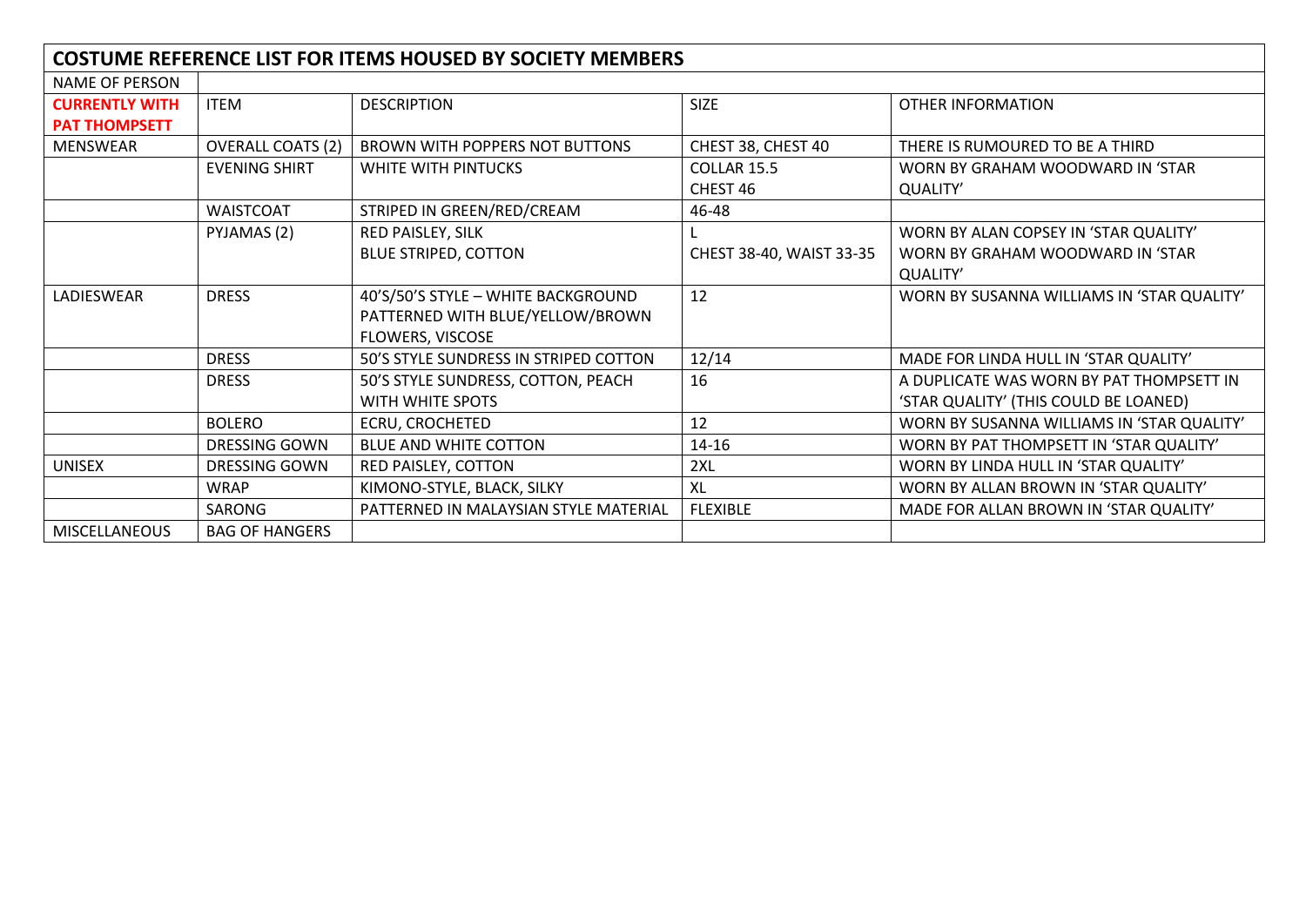| COSTUME REFERENCE LIST FOR ITEMS HOUSED BY SOCIETY MEMBERS | | | | |
|---|---|---|---|---|
| NAME OF PERSON | | | | |
| **CURRENTLY WITH PAT THOMPSETT** | ITEM | DESCRIPTION | SIZE | OTHER INFORMATION |
| MENSWEAR | OVERALL COATS (2) | BROWN WITH POPPERS NOT BUTTONS | CHEST 38, CHEST 40 | THERE IS RUMOURED TO BE A THIRD |
| | EVENING SHIRT | WHITE WITH PINTUCKS | COLLAR 15.5 CHEST 46 | WORN BY GRAHAM WOODWARD IN 'STAR QUALITY' |
| | WAISTCOAT | STRIPED IN GREEN/RED/CREAM | 46-48 | |
| | PYJAMAS (2) | RED PAISLEY, SILK<br>BLUE STRIPED, COTTON | L<br>CHEST 38-40, WAIST 33-35 | WORN BY ALAN COPSEY IN 'STAR QUALITY'<br>WORN BY GRAHAM WOODWARD IN 'STAR QUALITY' |
| LADIESWEAR | DRESS | 40'S/50'S STYLE – WHITE BACKGROUND PATTERNED WITH BLUE/YELLOW/BROWN FLOWERS, VISCOSE | 12 | WORN BY SUSANNA WILLIAMS IN 'STAR QUALITY' |
| | DRESS | 50'S STYLE SUNDRESS IN STRIPED COTTON | 12/14 | MADE FOR LINDA HULL IN 'STAR QUALITY' |
| | DRESS | 50'S STYLE SUNDRESS, COTTON, PEACH WITH WHITE SPOTS | 16 | A DUPLICATE WAS WORN BY PAT THOMPSETT IN 'STAR QUALITY' (THIS COULD BE LOANED) |
| | BOLERO | ECRU, CROCHETED | 12 | WORN BY SUSANNA WILLIAMS IN 'STAR QUALITY' |
| | DRESSING GOWN | BLUE AND WHITE COTTON | 14-16 | WORN BY PAT THOMPSETT IN 'STAR QUALITY' |
| UNISEX | DRESSING GOWN | RED PAISLEY, COTTON | 2XL | WORN BY LINDA HULL IN 'STAR QUALITY' |
| | WRAP | KIMONO-STYLE, BLACK, SILKY | XL | WORN BY ALLAN BROWN IN 'STAR QUALITY' |
| | SARONG | PATTERNED IN MALAYSIAN STYLE MATERIAL | FLEXIBLE | MADE FOR ALLAN BROWN IN 'STAR QUALITY' |
| MISCELLANEOUS | BAG OF HANGERS | | | |